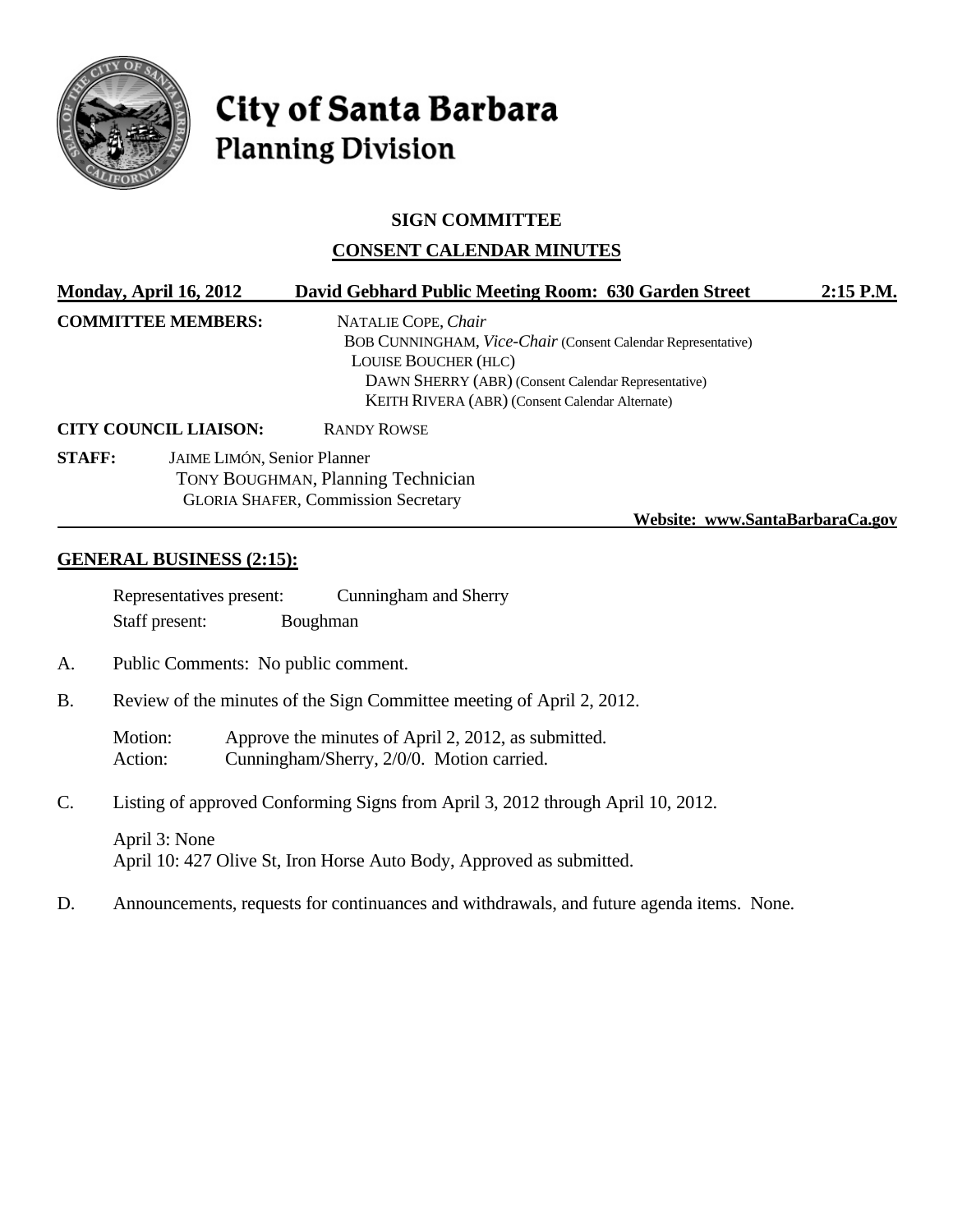# City of Santa Barbara
## Planning Division

### SIGN COMMITTEE

### CONSENT CALENDAR MINUTES

**Monday, April 16, 2012** **David Gebhard Public Meeting Room: 630 Garden Street** **2:15 P.M.**

**COMMITTEE MEMBERS:**
NATALIE COPE, *Chair*
BOB CUNNINGHAM, *Vice-Chair* (Consent Calendar Representative)
LOUISE BOUCHER (HLC)
DAWN SHERRY (ABR) (Consent Calendar Representative)
KEITH RIVERA (ABR) (Consent Calendar Alternate)

**CITY COUNCIL LIAISON:** RANDY ROWSE

**STAFF:**
JAIME LIMÓN, Senior Planner
TONY BOUGHMAN, Planning Technician
GLORIA SHAFER, Commission Secretary

**Website: www.SantaBarbaraCa.gov**

## GENERAL BUSINESS (2:15):

Representatives present: Cunningham and Sherry
Staff present: Boughman

A. Public Comments: No public comment.

B. Review of the minutes of the Sign Committee meeting of April 2, 2012.

Motion: Approve the minutes of April 2, 2012, as submitted.
Action: Cunningham/Sherry, 2/0/0. Motion carried.

C. Listing of approved Conforming Signs from April 3, 2012 through April 10, 2012.

April 3: None
April 10: 427 Olive St, Iron Horse Auto Body, Approved as submitted.

D. Announcements, requests for continuances and withdrawals, and future agenda items. None.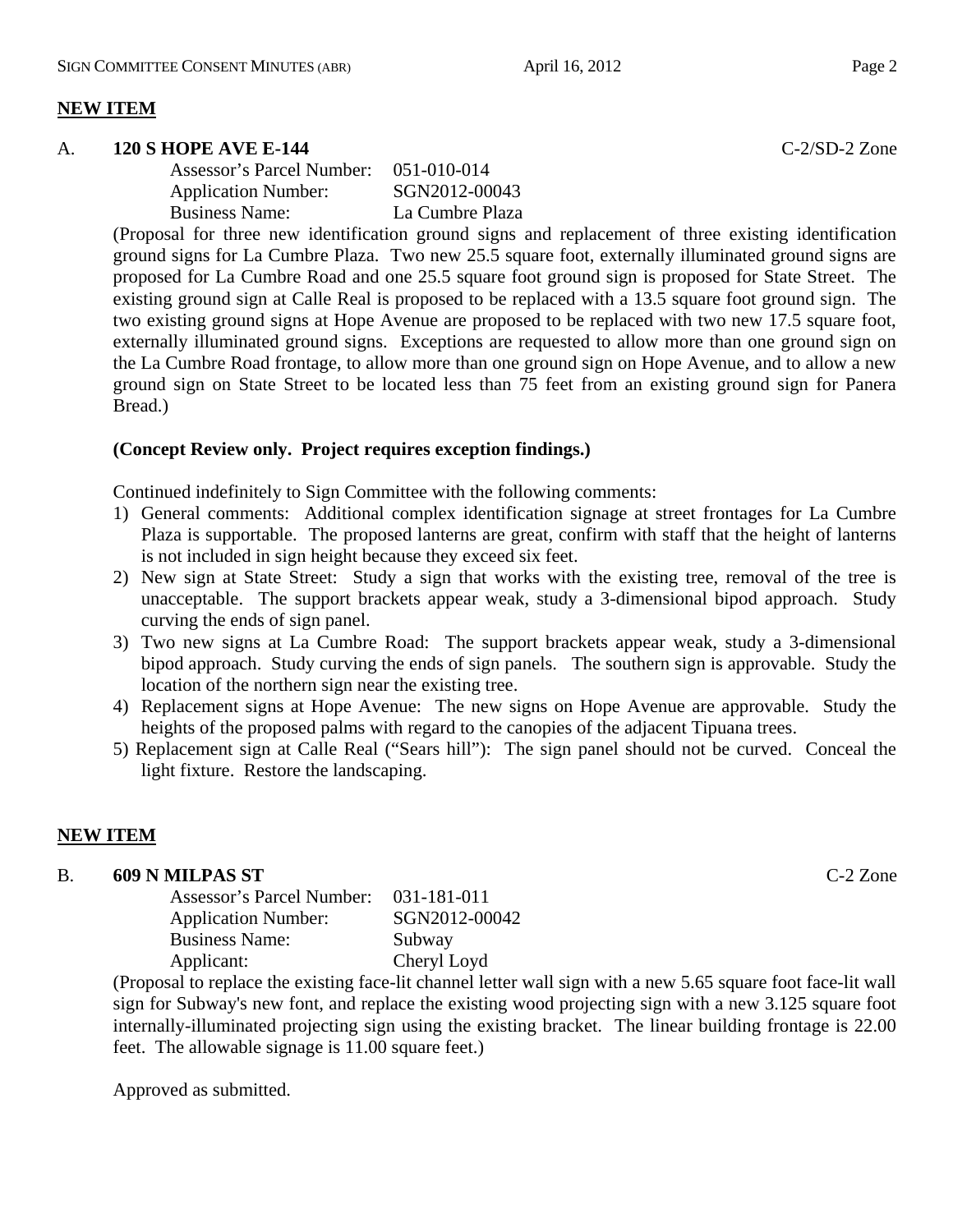## NEW ITEM

### A. 120 S HOPE AVE E-144 — C-2/SD-2 Zone

Assessor's Parcel Number: 051-010-014
Application Number: SGN2012-00043
Business Name: La Cumbre Plaza

(Proposal for three new identification ground signs and replacement of three existing identification ground signs for La Cumbre Plaza. Two new 25.5 square foot, externally illuminated ground signs are proposed for La Cumbre Road and one 25.5 square foot ground sign is proposed for State Street. The existing ground sign at Calle Real is proposed to be replaced with a 13.5 square foot ground sign. The two existing ground signs at Hope Avenue are proposed to be replaced with two new 17.5 square foot, externally illuminated ground signs. Exceptions are requested to allow more than one ground sign on the La Cumbre Road frontage, to allow more than one ground sign on Hope Avenue, and to allow a new ground sign on State Street to be located less than 75 feet from an existing ground sign for Panera Bread.)

**(Concept Review only. Project requires exception findings.)**

Continued indefinitely to Sign Committee with the following comments:

1) General comments: Additional complex identification signage at street frontages for La Cumbre Plaza is supportable. The proposed lanterns are great, confirm with staff that the height of lanterns is not included in sign height because they exceed six feet.
2) New sign at State Street: Study a sign that works with the existing tree, removal of the tree is unacceptable. The support brackets appear weak, study a 3-dimensional bipod approach. Study curving the ends of sign panel.
3) Two new signs at La Cumbre Road: The support brackets appear weak, study a 3-dimensional bipod approach. Study curving the ends of sign panels. The southern sign is approvable. Study the location of the northern sign near the existing tree.
4) Replacement signs at Hope Avenue: The new signs on Hope Avenue are approvable. Study the heights of the proposed palms with regard to the canopies of the adjacent Tipuana trees.
5) Replacement sign at Calle Real ("Sears hill"): The sign panel should not be curved. Conceal the light fixture. Restore the landscaping.

## NEW ITEM

### B. 609 N MILPAS ST — C-2 Zone

Assessor's Parcel Number: 031-181-011
Application Number: SGN2012-00042
Business Name: Subway
Applicant: Cheryl Loyd

(Proposal to replace the existing face-lit channel letter wall sign with a new 5.65 square foot face-lit wall sign for Subway's new font, and replace the existing wood projecting sign with a new 3.125 square foot internally-illuminated projecting sign using the existing bracket. The linear building frontage is 22.00 feet. The allowable signage is 11.00 square feet.)

Approved as submitted.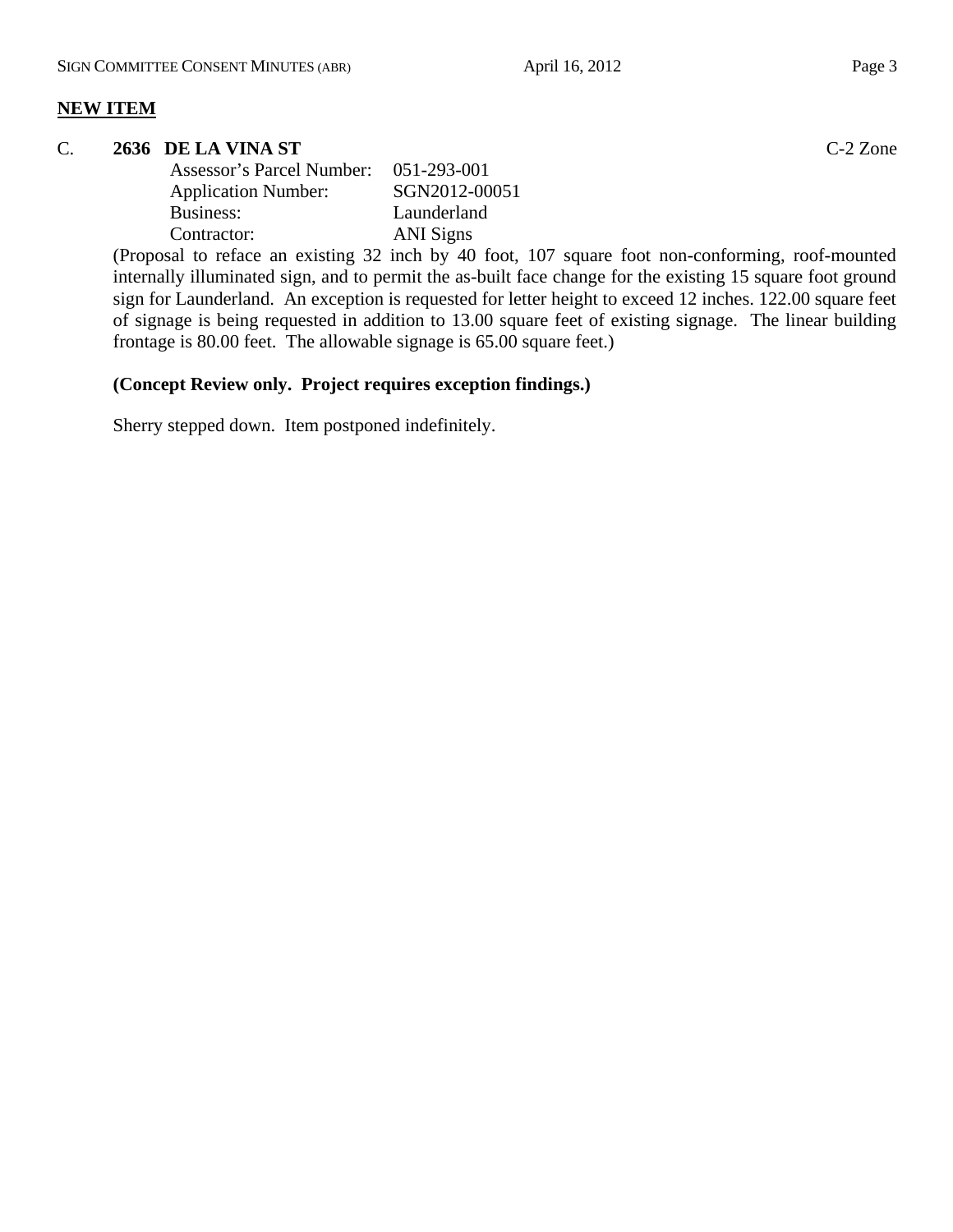## NEW ITEM

**C. 2636 DE LA VINA ST** C-2 Zone

Assessor's Parcel Number: 051-293-001
Application Number: SGN2012-00051
Business: Launderland
Contractor: ANI Signs

(Proposal to reface an existing 32 inch by 40 foot, 107 square foot non-conforming, roof-mounted internally illuminated sign, and to permit the as-built face change for the existing 15 square foot ground sign for Launderland. An exception is requested for letter height to exceed 12 inches. 122.00 square feet of signage is being requested in addition to 13.00 square feet of existing signage. The linear building frontage is 80.00 feet. The allowable signage is 65.00 square feet.)

**(Concept Review only. Project requires exception findings.)**

Sherry stepped down. Item postponed indefinitely.